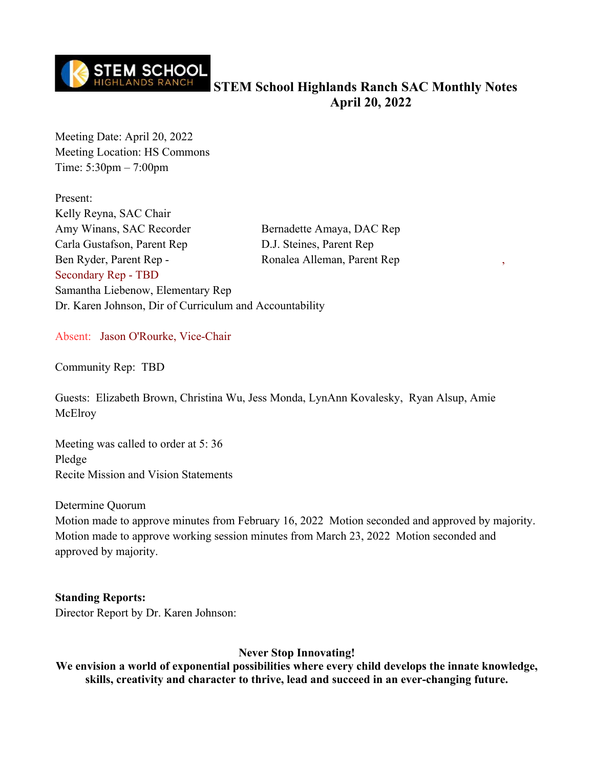# STEM School Highlands Ranch SAC Monthly Notes
## April 20, 2022

Meeting Date: April 20, 2022
Meeting Location: HS Commons
Time: 5:30pm – 7:00pm

Present:
Kelly Reyna, SAC Chair
Amy Winans, SAC Recorder
Carla Gustafson, Parent Rep
Ben Ryder, Parent Rep -
Secondary Rep - TBD
Samantha Liebenow, Elementary Rep
Dr. Karen Johnson, Dir of Curriculum and Accountability
Bernadette Amaya, DAC Rep
D.J. Steines, Parent Rep
Ronalea Alleman, Parent Rep

Absent: Jason O'Rourke, Vice-Chair

Community Rep: TBD

Guests: Elizabeth Brown, Christina Wu, Jess Monda, LynAnn Kovalesky, Ryan Alsup, Amie McElroy

Meeting was called to order at 5: 36
Pledge
Recite Mission and Vision Statements

Determine Quorum
Motion made to approve minutes from February 16, 2022 Motion seconded and approved by majority.
Motion made to approve working session minutes from March 23, 2022 Motion seconded and approved by majority.

**Standing Reports:**
Director Report by Dr. Karen Johnson:

**Never Stop Innovating!**
**We envision a world of exponential possibilities where every child develops the innate knowledge, skills, creativity and character to thrive, lead and succeed in an ever-changing future.**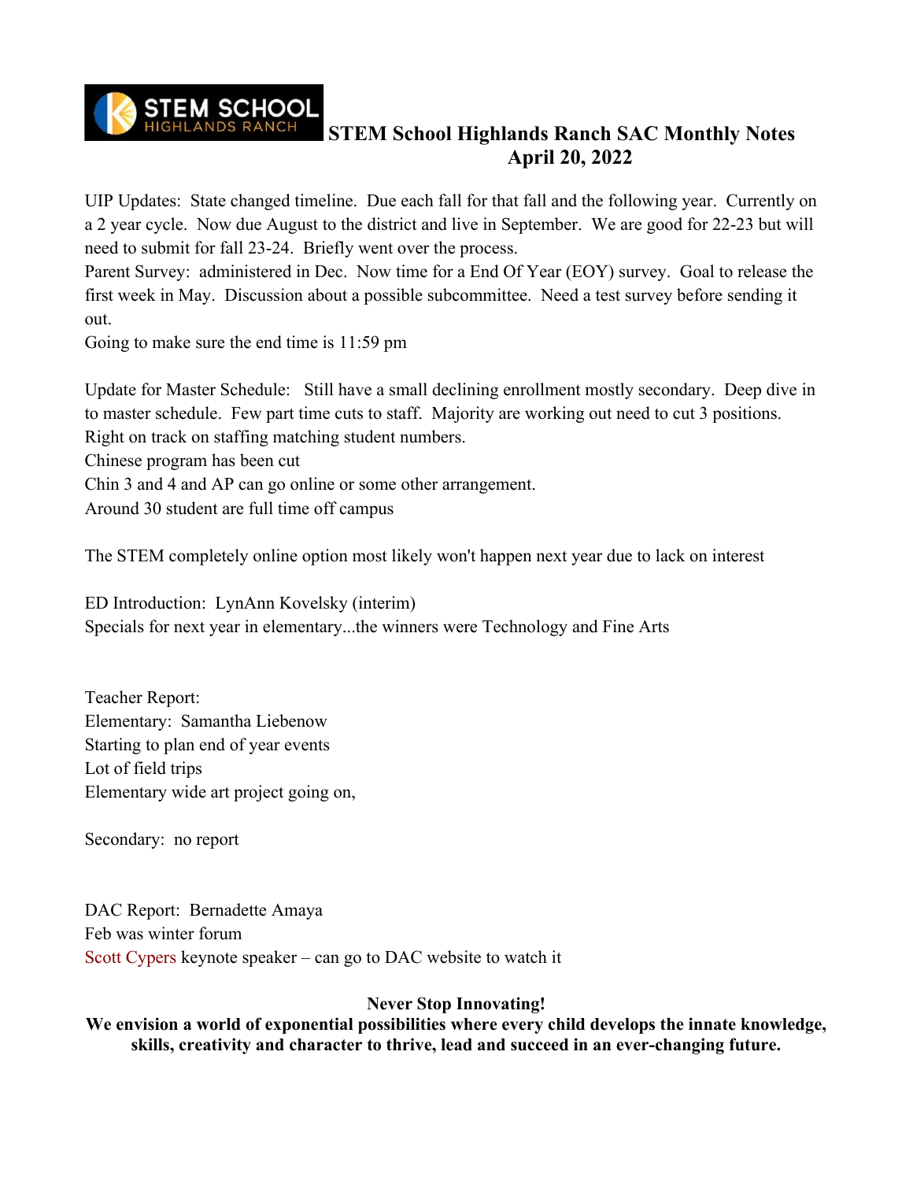# STEM School Highlands Ranch SAC Monthly Notes
## April 20, 2022

UIP Updates: State changed timeline. Due each fall for that fall and the following year. Currently on a 2 year cycle. Now due August to the district and live in September. We are good for 22-23 but will need to submit for fall 23-24. Briefly went over the process.

Parent Survey: administered in Dec. Now time for a End Of Year (EOY) survey. Goal to release the first week in May. Discussion about a possible subcommittee. Need a test survey before sending it out.

Going to make sure the end time is 11:59 pm

Update for Master Schedule: Still have a small declining enrollment mostly secondary. Deep dive in to master schedule. Few part time cuts to staff. Majority are working out need to cut 3 positions. Right on track on staffing matching student numbers.

Chinese program has been cut

Chin 3 and 4 and AP can go online or some other arrangement.

Around 30 student are full time off campus

The STEM completely online option most likely won't happen next year due to lack on interest

ED Introduction: LynAnn Kovelsky (interim)

Specials for next year in elementary...the winners were Technology and Fine Arts

Teacher Report:

Elementary: Samantha Liebenow

Starting to plan end of year events

Lot of field trips

Elementary wide art project going on,

Secondary: no report

DAC Report: Bernadette Amaya

Feb was winter forum

Scott Cypers keynote speaker – can go to DAC website to watch it

**Never Stop Innovating!**

**We envision a world of exponential possibilities where every child develops the innate knowledge, skills, creativity and character to thrive, lead and succeed in an ever-changing future.**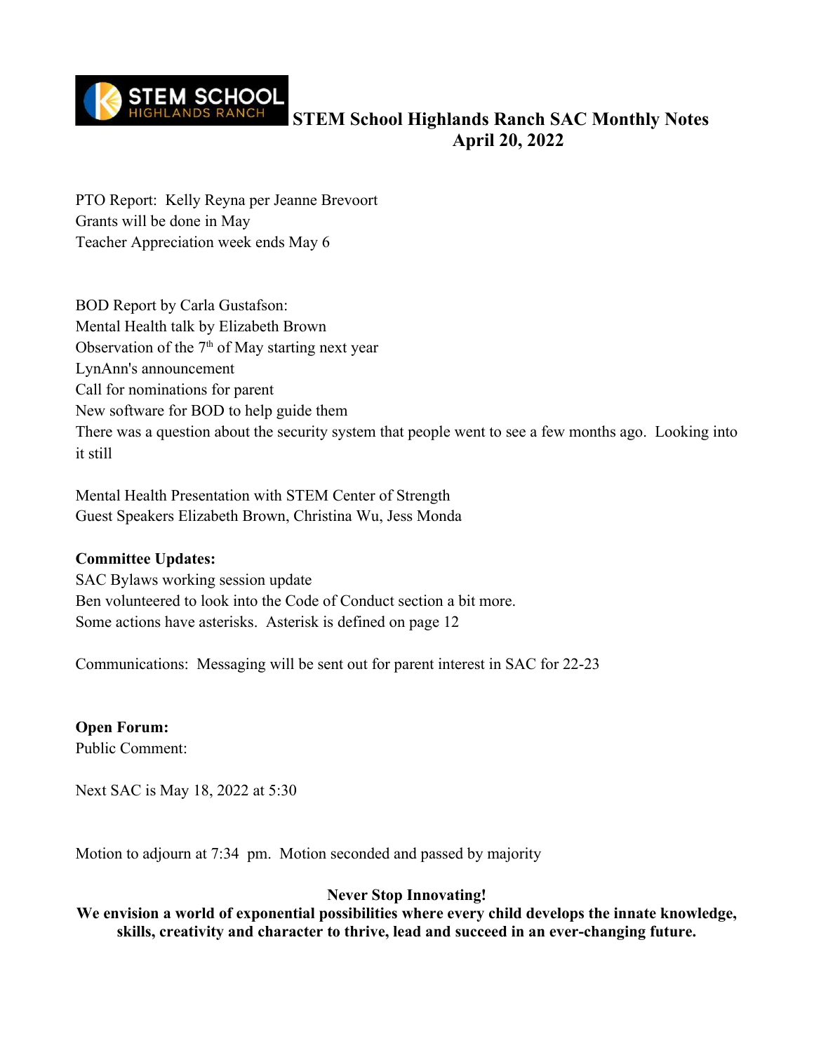# STEM School Highlands Ranch SAC Monthly Notes
## April 20, 2022

PTO Report: Kelly Reyna per Jeanne Brevoort
Grants will be done in May
Teacher Appreciation week ends May 6

BOD Report by Carla Gustafson:
Mental Health talk by Elizabeth Brown
Observation of the 7th of May starting next year
LynAnn's announcement
Call for nominations for parent
New software for BOD to help guide them
There was a question about the security system that people went to see a few months ago. Looking into it still

Mental Health Presentation with STEM Center of Strength
Guest Speakers Elizabeth Brown, Christina Wu, Jess Monda

**Committee Updates:**
SAC Bylaws working session update
Ben volunteered to look into the Code of Conduct section a bit more.
Some actions have asterisks. Asterisk is defined on page 12

Communications: Messaging will be sent out for parent interest in SAC for 22-23

**Open Forum:**
Public Comment:

Next SAC is May 18, 2022 at 5:30

Motion to adjourn at 7:34 pm. Motion seconded and passed by majority

**Never Stop Innovating!**
**We envision a world of exponential possibilities where every child develops the innate knowledge, skills, creativity and character to thrive, lead and succeed in an ever-changing future.**